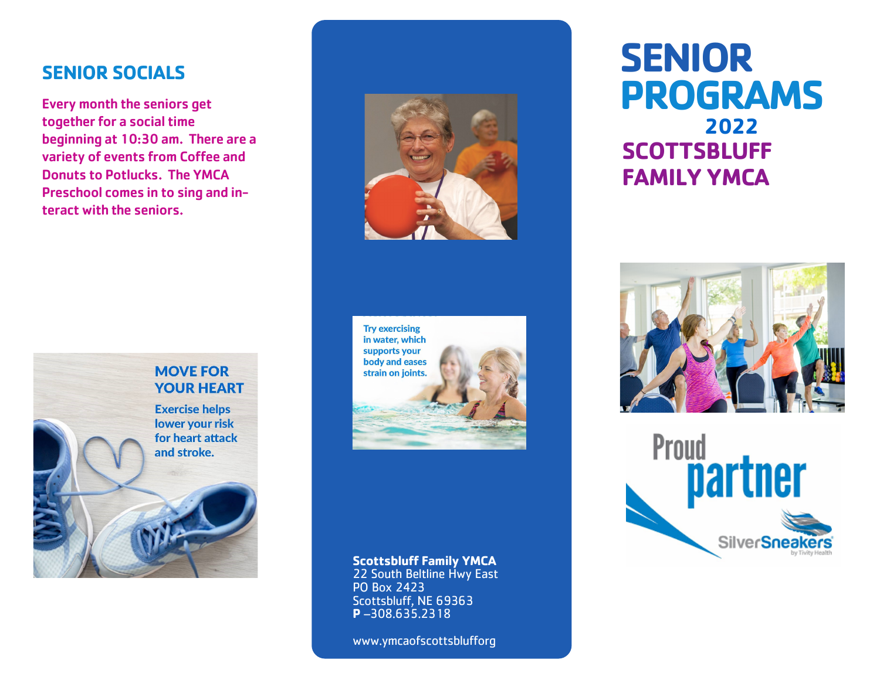# SENIOR PROGRAMS

## 2022

## SCOTTSBLUFF FAMILY YMCA

## SENIOR SOCIALS

Every month the seniors get together for a social time beginning at 10:30 am. There are a variety of events from Coffee and Donuts to Potlucks. The YMCA Preschool comes in to sing and interact with the seniors.

**MOVE FOR YOUR HEART**

Exercise helps lower your risk for heart attack and stroke.

Try exercising in water, which supports your body and eases strain on joints.

**Scottsbluff Family YMCA**
22 South Beltline Hwy East
PO Box 2423
Scottsbluff, NE 69363
**P** –308.635.2318

www.ymcaofscottsblufforg

Proud partner
SilverSneakers by Tivity Health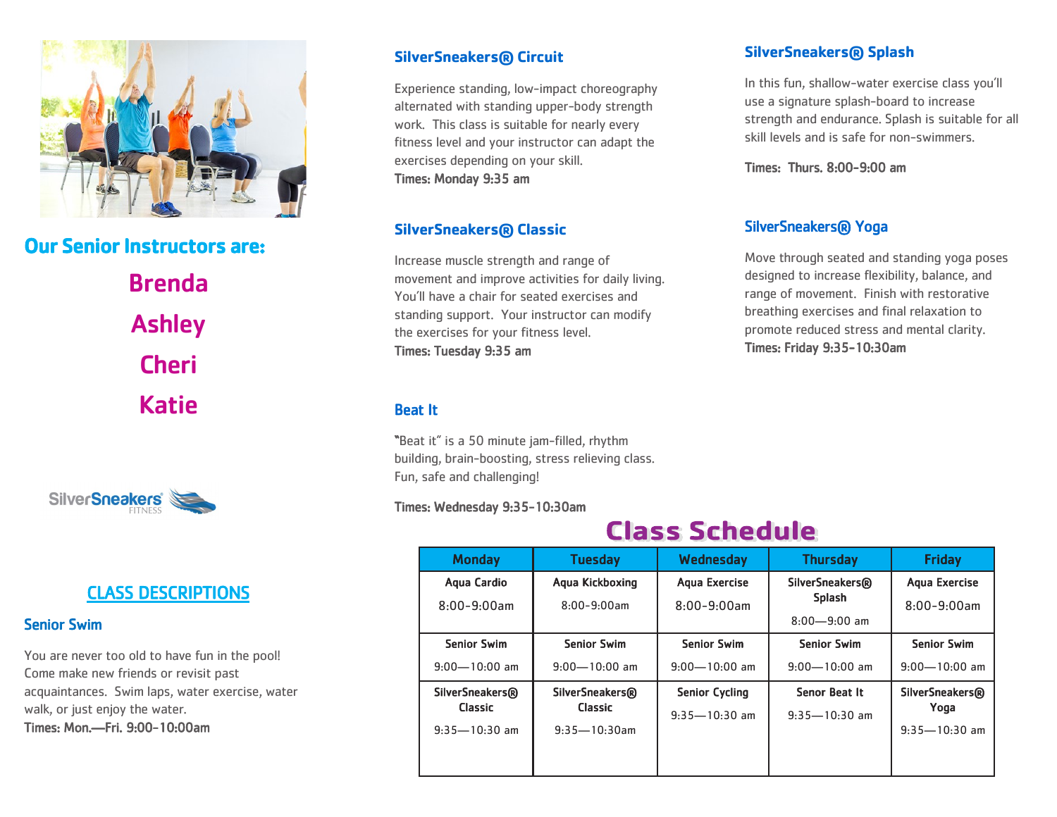## Our Senior Instructors are:

**Brenda**

**Ashley**

**Cheri**

**Katie**

SilverSneakers FITNESS

## CLASS DESCRIPTIONS

### Senior Swim

You are never too old to have fun in the pool! Come make new friends or revisit past acquaintances. Swim laps, water exercise, water walk, or just enjoy the water.

Times: Mon.—Fri. 9:00-10:00am

### SilverSneakers® Circuit

Experience standing, low-impact choreography alternated with standing upper-body strength work. This class is suitable for nearly every fitness level and your instructor can adapt the exercises depending on your skill.

Times: Monday 9:35 am

### SilverSneakers® Classic

Increase muscle strength and range of movement and improve activities for daily living. You'll have a chair for seated exercises and standing support. Your instructor can modify the exercises for your fitness level.

Times: Tuesday 9:35 am

### Beat It

"Beat it" is a 50 minute jam-filled, rhythm building, brain-boosting, stress relieving class. Fun, safe and challenging!

Times: Wednesday 9:35-10:30am

### SilverSneakers® Splash

In this fun, shallow-water exercise class you'll use a signature splash-board to increase strength and endurance. Splash is suitable for all skill levels and is safe for non-swimmers.

Times: Thurs. 8:00-9:00 am

### SilverSneakers® Yoga

Move through seated and standing yoga poses designed to increase flexibility, balance, and range of movement. Finish with restorative breathing exercises and final relaxation to promote reduced stress and mental clarity.

Times: Friday 9:35-10:30am

## Class Schedule

| Monday | Tuesday | Wednesday | Thursday | Friday |
|---|---|---|---|---|
| Aqua Cardio 8:00-9:00am | Aqua Kickboxing 8:00-9:00am | Aqua Exercise 8:00-9:00am | SilverSneakers® Splash 8:00—9:00 am | Aqua Exercise 8:00-9:00am |
| Senior Swim 9:00—10:00 am | Senior Swim 9:00—10:00 am | Senior Swim 9:00—10:00 am | Senior Swim 9:00—10:00 am | Senior Swim 9:00—10:00 am |
| SilverSneakers® Classic 9:35—10:30 am | SilverSneakers® Classic 9:35—10:30am | Senior Cycling 9:35—10:30 am | Senor Beat It 9:35—10:30 am | SilverSneakers® Yoga 9:35—10:30 am |